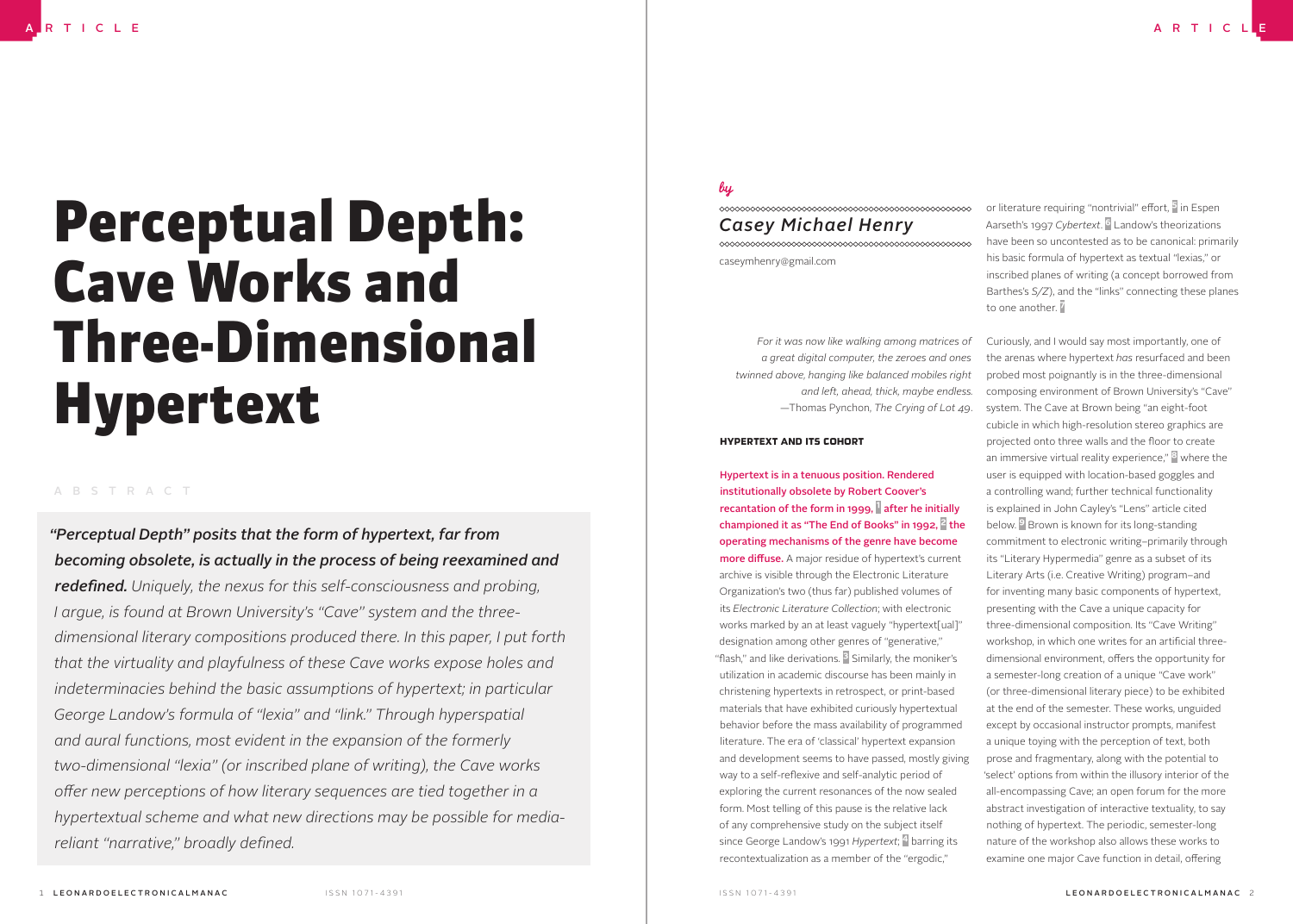# Perceptual Depth: Cave Works and Three-Dimensional Hypertext

ABSTRACT

*"Perceptual Depth" posits that the form of hypertext, far from **becoming obsolete, is actually in the process of being reexamined and redefined.** Uniquely, the nexus for this self-consciousness and probing, I argue, is found at Brown University's "Cave" system and the three-dimensional literary compositions produced there. In this paper, I put forth that the virtuality and playfulness of these Cave works expose holes and indeterminacies behind the basic assumptions of hypertext; in particular George Landow's formula of "lexia" and "link." Through hyperspatial and aural functions, most evident in the expansion of the formerly two-dimensional "lexia" (or inscribed plane of writing), the Cave works offer new perceptions of how literary sequences are tied together in a hypertextual scheme and what new directions may be possible for media-reliant "narrative," broadly defined.*

by

**Casey Michael Henry**

caseymhenry@gmail.com

> *For it was now like walking among matrices of a great digital computer, the zeroes and ones twinned above, hanging like balanced mobiles right and left, ahead, thick, maybe endless.*
> —Thomas Pynchon, *The Crying of Lot 49*.

### HYPERTEXT AND ITS COHORT

**Hypertext is in a tenuous position. Rendered institutionally obsolete by Robert Coover's recantation of the form in 1999, [1] after he initially championed it as "The End of Books" in 1992, [2] the operating mechanisms of the genre have become more diffuse.** A major residue of hypertext's current archive is visible through the Electronic Literature Organization's two (thus far) published volumes of its *Electronic Literature Collection*; with electronic works marked by an at least vaguely "hypertext[ual]" designation among other genres of "generative," "flash," and like derivations. [3] Similarly, the moniker's utilization in academic discourse has been mainly in christening hypertexts in retrospect, or print-based materials that have exhibited curiously hypertextual behavior before the mass availability of programmed literature. The era of 'classical' hypertext expansion and development seems to have passed, mostly giving way to a self-reflexive and self-analytic period of exploring the current resonances of the now sealed form. Most telling of this pause is the relative lack of any comprehensive study on the subject itself since George Landow's 1991 *Hypertext*; [4] barring its recontextualization as a member of the "ergodic," or literature requiring "nontrivial" effort, [5] in Espen Aarseth's 1997 *Cybertext*. [6] Landow's theorizations have been so uncontested as to be canonical: primarily his basic formula of hypertext as textual "lexias," or inscribed planes of writing (a concept borrowed from Barthes's *S/Z*), and the "links" connecting these planes to one another. [7]

Curiously, and I would say most importantly, one of the arenas where hypertext *has* resurfaced and been probed most poignantly is in the three-dimensional composing environment of Brown University's "Cave" system. The Cave at Brown being "an eight-foot cubicle in which high-resolution stereo graphics are projected onto three walls and the floor to create an immersive virtual reality experience," [8] where the user is equipped with location-based goggles and a controlling wand; further technical functionality is explained in John Cayley's "Lens" article cited below. [9] Brown is known for its long-standing commitment to electronic writing–primarily through its "Literary Hypermedia" genre as a subset of its Literary Arts (i.e. Creative Writing) program–and for inventing many basic components of hypertext, presenting with the Cave a unique capacity for three-dimensional composition. Its "Cave Writing" workshop, in which one writes for an artificial three-dimensional environment, offers the opportunity for a semester-long creation of a unique "Cave work" (or three-dimensional literary piece) to be exhibited at the end of the semester. These works, unguided except by occasional instructor prompts, manifest a unique toying with the perception of text, both prose and fragmentary, along with the potential to 'select' options from within the illusory interior of the all-encompassing Cave; an open forum for the more abstract investigation of interactive textuality, to say nothing of hypertext. The periodic, semester-long nature of the workshop also allows these works to examine one major Cave function in detail, offering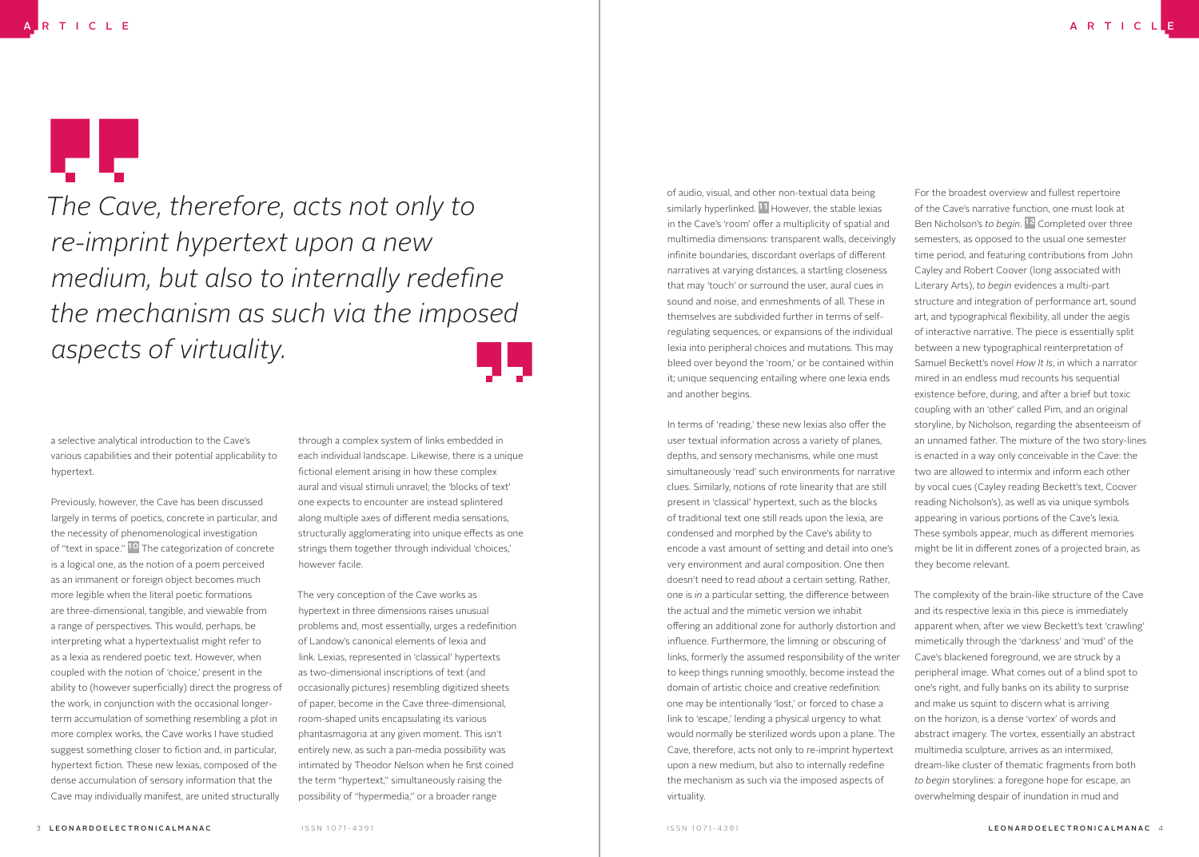> *The Cave, therefore, acts not only to re-imprint hypertext upon a new medium, but also to internally redefine the mechanism as such via the imposed aspects of virtuality.*

a selective analytical introduction to the Cave's various capabilities and their potential applicability to hypertext.

Previously, however, the Cave has been discussed largely in terms of poetics, concrete in particular, and the necessity of phenomenological investigation of "text in space." [10] The categorization of concrete is a logical one, as the notion of a poem perceived as an immanent or foreign object becomes much more legible when the literal poetic formations are three-dimensional, tangible, and viewable from a range of perspectives. This would, perhaps, be interpreting what a hypertextualist might refer to as a lexia as rendered poetic text. However, when coupled with the notion of 'choice,' present in the ability to (however superficially) direct the progress of the work, in conjunction with the occasional longer-term accumulation of something resembling a plot in more complex works, the Cave works I have studied suggest something closer to fiction and, in particular, hypertext fiction. These new lexias, composed of the dense accumulation of sensory information that the Cave may individually manifest, are united structurally through a complex system of links embedded in each individual landscape. Likewise, there is a unique fictional element arising in how these complex aural and visual stimuli unravel; the 'blocks of text' one expects to encounter are instead splintered along multiple axes of different media sensations, structurally agglomerating into unique effects as one strings them together through individual 'choices,' however facile.

The very conception of the Cave works as hypertext in three dimensions raises unusual problems and, most essentially, urges a redefinition of Landow's canonical elements of lexia and link. Lexias, represented in 'classical' hypertexts as two-dimensional inscriptions of text (and occasionally pictures) resembling digitized sheets of paper, become in the Cave three-dimensional, room-shaped units encapsulating its various phantasmagoria at any given moment. This isn't entirely new, as such a pan-media possibility was intimated by Theodor Nelson when he first coined the term "hypertext," simultaneously raising the possibility of "hypermedia," or a broader range of audio, visual, and other non-textual data being similarly hyperlinked. [11] However, the stable lexias in the Cave's 'room' offer a multiplicity of spatial and multimedia dimensions: transparent walls, deceivingly infinite boundaries, discordant overlaps of different narratives at varying distances, a startling closeness that may 'touch' or surround the user, aural cues in sound and noise, and enmeshments of all. These in themselves are subdivided further in terms of self-regulating sequences, or expansions of the individual lexia into peripheral choices and mutations. This may bleed over beyond the 'room,' or be contained within it; unique sequencing entailing where one lexia ends and another begins.

In terms of 'reading,' these new lexias also offer the user textual information across a variety of planes, depths, and sensory mechanisms, while one must simultaneously 'read' such environments for narrative clues. Similarly, notions of rote linearity that are still present in 'classical' hypertext, such as the blocks of traditional text one still reads upon the lexia, are condensed and morphed by the Cave's ability to encode a vast amount of setting and detail into one's very environment and aural composition. One then doesn't need to read *about* a certain setting. Rather, one is *in* a particular setting, the difference between the actual and the mimetic version we inhabit offering an additional zone for authorly distortion and influence. Furthermore, the limning or obscuring of links, formerly the assumed responsibility of the writer to keep things running smoothly, become instead the domain of artistic choice and creative redefinition: one may be intentionally 'lost,' or forced to chase a link to 'escape,' lending a physical urgency to what would normally be sterilized words upon a plane. The Cave, therefore, acts not only to re-imprint hypertext upon a new medium, but also to internally redefine the mechanism as such via the imposed aspects of virtuality.

For the broadest overview and fullest repertoire of the Cave's narrative function, one must look at Ben Nicholson's *to begin*. [12] Completed over three semesters, as opposed to the usual one semester time period, and featuring contributions from John Cayley and Robert Coover (long associated with Literary Arts), *to begin* evidences a multi-part structure and integration of performance art, sound art, and typographical flexibility, all under the aegis of interactive narrative. The piece is essentially split between a new typographical reinterpretation of Samuel Beckett's novel *How It Is*, in which a narrator mired in an endless mud recounts his sequential existence before, during, and after a brief but toxic coupling with an 'other' called Pim, and an original storyline, by Nicholson, regarding the absenteeism of an unnamed father. The mixture of the two story-lines is enacted in a way only conceivable in the Cave: the two are allowed to intermix and inform each other by vocal cues (Cayley reading Beckett's text, Coover reading Nicholson's), as well as via unique symbols appearing in various portions of the Cave's lexia. These symbols appear, much as different memories might be lit in different zones of a projected brain, as they become relevant.

The complexity of the brain-like structure of the Cave and its respective lexia in this piece is immediately apparent when, after we view Beckett's text 'crawling' mimetically through the 'darkness' and 'mud' of the Cave's blackened foreground, we are struck by a peripheral image. What comes out of a blind spot to one's right, and fully banks on its ability to surprise and make us squint to discern what is arriving on the horizon, is a dense 'vortex' of words and abstract imagery. The vortex, essentially an abstract multimedia sculpture, arrives as an intermixed, dream-like cluster of thematic fragments from both *to begin* storylines: a foregone hope for escape, an overwhelming despair of inundation in mud and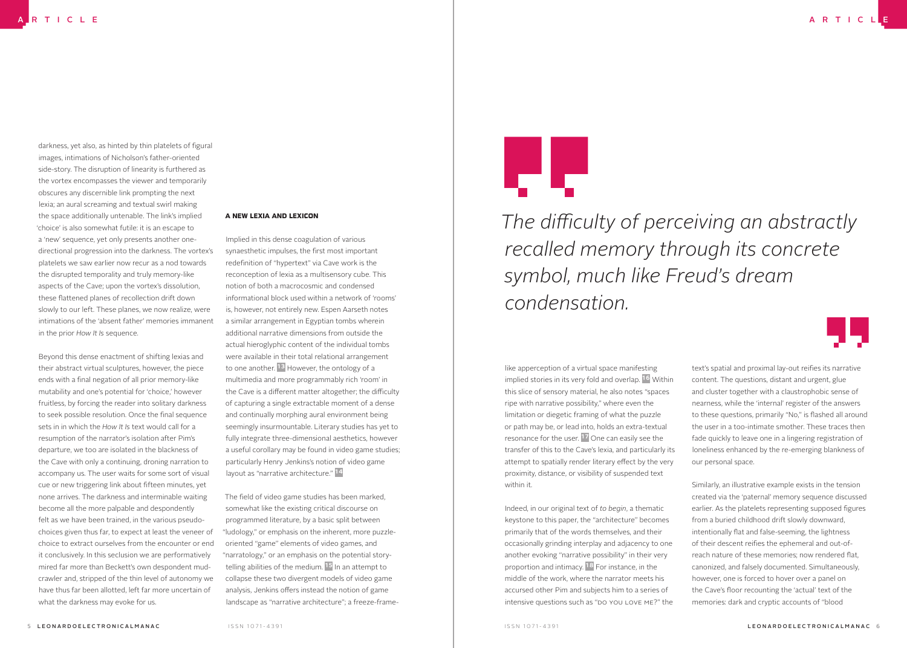darkness, yet also, as hinted by thin platelets of figural images, intimations of Nicholson's father-oriented side-story. The disruption of linearity is furthered as the vortex encompasses the viewer and temporarily obscures any discernible link prompting the next lexia; an aural screaming and textual swirl making the space additionally untenable. The link's implied 'choice' is also somewhat futile: it is an escape to a 'new' sequence, yet only presents another one-directional progression into the darkness. The vortex's platelets we saw earlier now recur as a nod towards the disrupted temporality and truly memory-like aspects of the Cave; upon the vortex's dissolution, these flattened planes of recollection drift down slowly to our left. These planes, we now realize, were intimations of the 'absent father' memories immanent in the prior *How It Is* sequence.

Beyond this dense enactment of shifting lexias and their abstract virtual sculptures, however, the piece ends with a final negation of all prior memory-like mutability and one's potential for 'choice,' however fruitless, by forcing the reader into solitary darkness to seek possible resolution. Once the final sequence sets in in which the *How It Is* text would call for a resumption of the narrator's isolation after Pim's departure, we too are isolated in the blackness of the Cave with only a continuing, droning narration to accompany us. The user waits for some sort of visual cue or new triggering link about fifteen minutes, yet none arrives. The darkness and interminable waiting become all the more palpable and despondently felt as we have been trained, in the various pseudo-choices given thus far, to expect at least the veneer of choice to extract ourselves from the encounter or end it conclusively. In this seclusion we are performatively mired far more than Beckett's own despondent mud-crawler and, stripped of the thin level of autonomy we have thus far been allotted, left far more uncertain of what the darkness may evoke for us.

## A NEW LEXIA AND LEXICON

Implied in this dense coagulation of various synaesthetic impulses, the first most important redefinition of "hypertext" via Cave work is the reconception of lexia as a multisensory cube. This notion of both a macrocosmic and condensed informational block used within a network of 'rooms' is, however, not entirely new. Espen Aarseth notes a similar arrangement in Egyptian tombs wherein additional narrative dimensions from outside the actual hieroglyphic content of the individual tombs were available in their total relational arrangement to one another. [13] However, the ontology of a multimedia and more programmably rich 'room' in the Cave is a different matter altogether; the difficulty of capturing a single extractable moment of a dense and continually morphing aural environment being seemingly insurmountable. Literary studies has yet to fully integrate three-dimensional aesthetics, however a useful corollary may be found in video game studies; particularly Henry Jenkins's notion of video game layout as "narrative architecture." [14]

The field of video game studies has been marked, somewhat like the existing critical discourse on programmed literature, by a basic split between "ludology," or emphasis on the inherent, more puzzle-oriented "game" elements of video games, and "narratology," or an emphasis on the potential story-telling abilities of the medium. [15] In an attempt to collapse these two divergent models of video game analysis, Jenkins offers instead the notion of game landscape as "narrative architecture"; a freeze-frame-like apperception of a virtual space manifesting implied stories in its very fold and overlap. [16] Within this slice of sensory material, he also notes "spaces ripe with narrative possibility," where even the limitation or diegetic framing of what the puzzle or path may be, or lead into, holds an extra-textual resonance for the user. [17] One can easily see the transfer of this to the Cave's lexia, and particularly its attempt to spatially render literary effect by the very proximity, distance, or visibility of suspended text within it.

> *The difficulty of perceiving an abstractly recalled memory through its concrete symbol, much like Freud's dream condensation.*

Indeed, in our original text of *to begin*, a thematic keystone to this paper, the "architecture" becomes primarily that of the words themselves, and their occasionally grinding interplay and adjacency to one another evoking "narrative possibility" in their very proportion and intimacy. [18] For instance, in the middle of the work, where the narrator meets his accursed other Pim and subjects him to a series of intensive questions such as "DO YOU LOVE ME?" the text's spatial and proximal lay-out reifies its narrative content. The questions, distant and urgent, glue and cluster together with a claustrophobic sense of nearness, while the 'internal' register of the answers to these questions, primarily "No," is flashed all around the user in a too-intimate smother. These traces then fade quickly to leave one in a lingering registration of loneliness enhanced by the re-emerging blankness of our personal space.

Similarly, an illustrative example exists in the tension created via the 'paternal' memory sequence discussed earlier. As the platelets representing supposed figures from a buried childhood drift slowly downward, intentionally flat and false-seeming, the lightness of their descent reifies the ephemeral and out-of-reach nature of these memories; now rendered flat, canonized, and falsely documented. Simultaneously, however, one is forced to hover over a panel on the Cave's floor recounting the 'actual' text of the memories: dark and cryptic accounts of "blood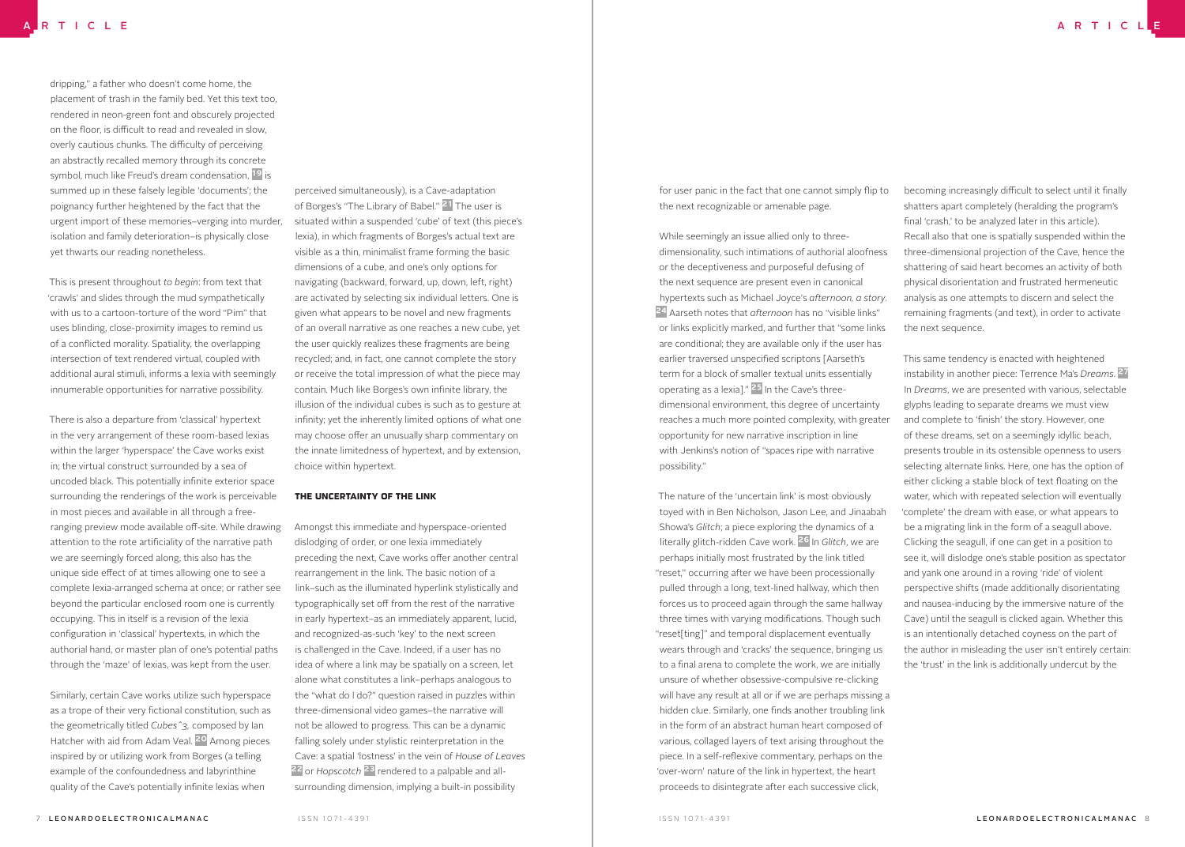dripping," a father who doesn't come home, the placement of trash in the family bed. Yet this text too, rendered in neon-green font and obscurely projected on the floor, is difficult to read and revealed in slow, overly cautious chunks. The difficulty of perceiving an abstractly recalled memory through its concrete symbol, much like Freud's dream condensation, [19] is summed up in these falsely legible 'documents'; the poignancy further heightened by the fact that the urgent import of these memories–verging into murder, isolation and family deterioration–is physically close yet thwarts our reading nonetheless.

This is present throughout *to begin*: from text that 'crawls' and slides through the mud sympathetically with us to a cartoon-torture of the word "Pim" that uses blinding, close-proximity images to remind us of a conflicted morality. Spatiality, the overlapping intersection of text rendered virtual, coupled with additional aural stimuli, informs a lexia with seemingly innumerable opportunities for narrative possibility.

There is also a departure from 'classical' hypertext in the very arrangement of these room-based lexias within the larger 'hyperspace' the Cave works exist in; the virtual construct surrounded by a sea of uncoded black. This potentially infinite exterior space surrounding the renderings of the work is perceivable in most pieces and available in all through a free-ranging preview mode available off-site. While drawing attention to the rote artificiality of the narrative path we are seemingly forced along, this also has the unique side effect of at times allowing one to see a complete lexia-arranged schema at once; or rather see beyond the particular enclosed room one is currently occupying. This in itself is a revision of the lexia configuration in 'classical' hypertexts, in which the authorial hand, or master plan of one's potential paths through the 'maze' of lexias, was kept from the user.

Similarly, certain Cave works utilize such hyperspace as a trope of their very fictional constitution, such as the geometrically titled *Cubes^3*, composed by Ian Hatcher with aid from Adam Veal. [20] Among pieces inspired by or utilizing work from Borges (a telling example of the confoundedness and labyrinthine quality of the Cave's potentially infinite lexias when perceived simultaneously), is a Cave-adaptation of Borges's "The Library of Babel." [21] The user is situated within a suspended 'cube' of text (this piece's lexia), in which fragments of Borges's actual text are visible as a thin, minimalist frame forming the basic dimensions of a cube, and one's only options for navigating (backward, forward, up, down, left, right) are activated by selecting six individual letters. One is given what appears to be novel and new fragments of an overall narrative as one reaches a new cube, yet the user quickly realizes these fragments are being recycled; and, in fact, one cannot complete the story or receive the total impression of what the piece may contain. Much like Borges's own infinite library, the illusion of the individual cubes is such as to gesture at infinity; yet the inherently limited options of what one may choose offer an unusually sharp commentary on the innate limitedness of hypertext, and by extension, choice within hypertext.

## THE UNCERTAINTY OF THE LINK

Amongst this immediate and hyperspace-oriented dislodging of order, or one lexia immediately preceding the next, Cave works offer another central rearrangement in the link. The basic notion of a link–such as the illuminated hyperlink stylistically and typographically set off from the rest of the narrative in early hypertext–as an immediately apparent, lucid, and recognized-as-such 'key' to the next screen is challenged in the Cave. Indeed, if a user has no idea of where a link may be spatially on a screen, let alone what constitutes a link–perhaps analogous to the "what do I do?" question raised in puzzles within three-dimensional video games–the narrative will not be allowed to progress. This can be a dynamic falling solely under stylistic reinterpretation in the Cave: a spatial 'lostness' in the vein of *House of Leaves* [22] or *Hopscotch* [23] rendered to a palpable and all-surrounding dimension, implying a built-in possibility for user panic in the fact that one cannot simply flip to the next recognizable or amenable page.

While seemingly an issue allied only to three-dimensionality, such intimations of authorial aloofness or the deceptiveness and purposeful defusing of the next sequence are present even in canonical hypertexts such as Michael Joyce's *afternoon, a story*. [24] Aarseth notes that *afternoon* has no "visible links" or links explicitly marked, and further that "some links are conditional; they are available only if the user has earlier traversed unspecified scriptons [Aarseth's term for a block of smaller textual units essentially operating as a lexia]." [25] In the Cave's three-dimensional environment, this degree of uncertainty reaches a much more pointed complexity, with greater opportunity for new narrative inscription in line with Jenkins's notion of "spaces ripe with narrative possibility."

The nature of the 'uncertain link' is most obviously toyed with in Ben Nicholson, Jason Lee, and Jinaabah Showa's *Glitch*; a piece exploring the dynamics of a literally glitch-ridden Cave work. [26] In *Glitch*, we are perhaps initially most frustrated by the link titled "reset," occurring after we have been processionally pulled through a long, text-lined hallway, which then forces us to proceed again through the same hallway three times with varying modifications. Though such "reset[ting]" and temporal displacement eventually wears through and 'cracks' the sequence, bringing us to a final arena to complete the work, we are initially unsure of whether obsessive-compulsive re-clicking will have any result at all or if we are perhaps missing a hidden clue. Similarly, one finds another troubling link in the form of an abstract human heart composed of various, collaged layers of text arising throughout the piece. In a self-reflexive commentary, perhaps on the 'over-worn' nature of the link in hypertext, the heart proceeds to disintegrate after each successive click, becoming increasingly difficult to select until it finally shatters apart completely (heralding the program's final 'crash,' to be analyzed later in this article). Recall also that one is spatially suspended within the three-dimensional projection of the Cave, hence the shattering of said heart becomes an activity of both physical disorientation and frustrated hermeneutic analysis as one attempts to discern and select the remaining fragments (and text), in order to activate the next sequence.

This same tendency is enacted with heightened instability in another piece: Terrence Ma's *Dreams*. [27] In *Dreams*, we are presented with various, selectable glyphs leading to separate dreams we must view and complete to 'finish' the story. However, one of these dreams, set on a seemingly idyllic beach, presents trouble in its ostensible openness to users selecting alternate links. Here, one has the option of either clicking a stable block of text floating on the water, which with repeated selection will eventually 'complete' the dream with ease, or what appears to be a migrating link in the form of a seagull above. Clicking the seagull, if one can get in a position to see it, will dislodge one's stable position as spectator and yank one around in a roving 'ride' of violent perspective shifts (made additionally disorientating and nausea-inducing by the immersive nature of the Cave) until the seagull is clicked again. Whether this is an intentionally detached coyness on the part of the author in misleading the user isn't entirely certain: the 'trust' in the link is additionally undercut by the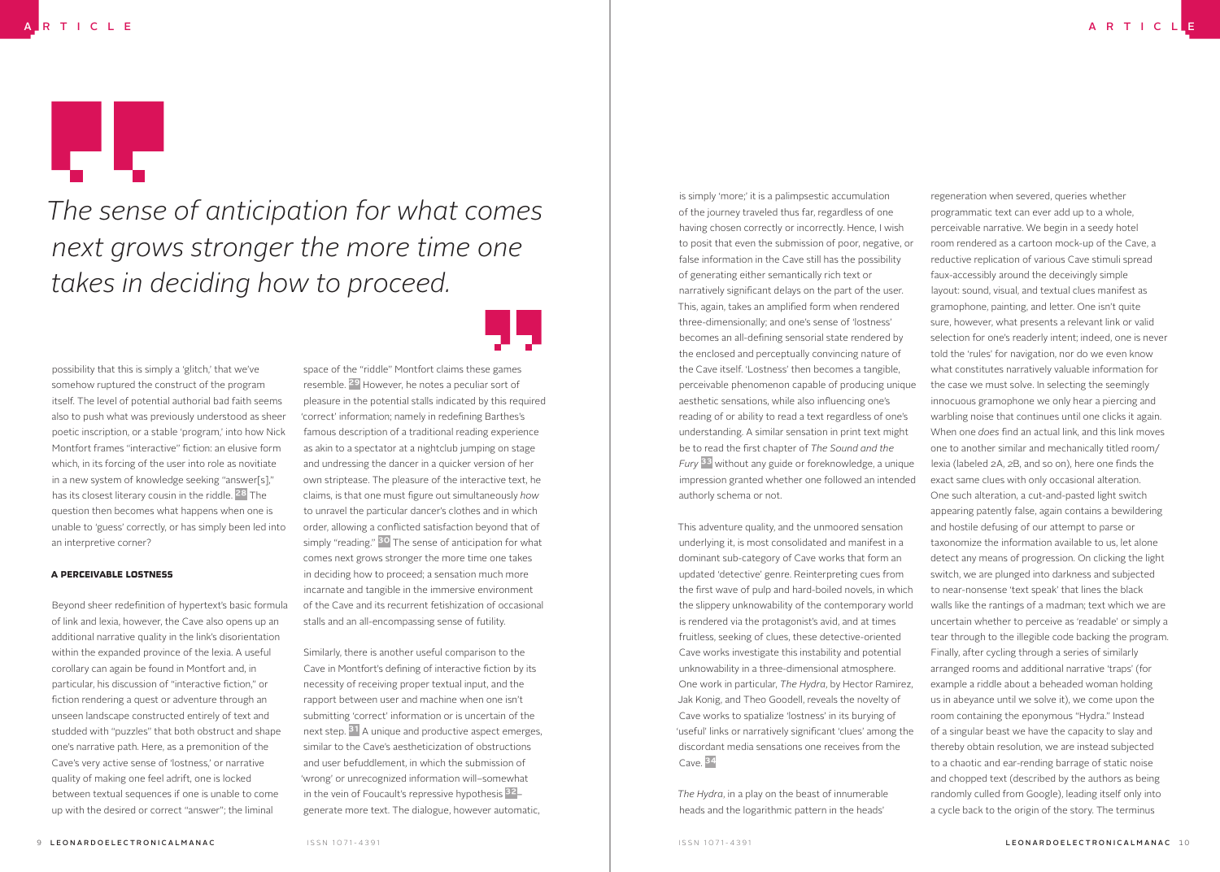> *The sense of anticipation for what comes next grows stronger the more time one takes in deciding how to proceed.*

possibility that this is simply a 'glitch,' that we've somehow ruptured the construct of the program itself. The level of potential authorial bad faith seems also to push what was previously understood as sheer poetic inscription, or a stable 'program,' into how Nick Montfort frames "interactive" fiction: an elusive form which, in its forcing of the user into role as novitiate in a new system of knowledge seeking "answer[s]," has its closest literary cousin in the riddle. [28] The question then becomes what happens when one is unable to 'guess' correctly, or has simply been led into an interpretive corner?

#### A PERCEIVABLE LOSTNESS

Beyond sheer redefinition of hypertext's basic formula of link and lexia, however, the Cave also opens up an additional narrative quality in the link's disorientation within the expanded province of the lexia. A useful corollary can again be found in Montfort and, in particular, his discussion of "interactive fiction," or fiction rendering a quest or adventure through an unseen landscape constructed entirely of text and studded with "puzzles" that both obstruct and shape one's narrative path. Here, as a premonition of the Cave's very active sense of 'lostness,' or narrative quality of making one feel adrift, one is locked between textual sequences if one is unable to come up with the desired or correct "answer"; the liminal space of the "riddle" Montfort claims these games resemble. [29] However, he notes a peculiar sort of pleasure in the potential stalls indicated by this required 'correct' information; namely in redefining Barthes's famous description of a traditional reading experience as akin to a spectator at a nightclub jumping on stage and undressing the dancer in a quicker version of her own striptease. The pleasure of the interactive text, he claims, is that one must figure out simultaneously *how* to unravel the particular dancer's clothes and in which order, allowing a conflicted satisfaction beyond that of simply "reading." [30] The sense of anticipation for what comes next grows stronger the more time one takes in deciding how to proceed; a sensation much more incarnate and tangible in the immersive environment of the Cave and its recurrent fetishization of occasional stalls and an all-encompassing sense of futility.

Similarly, there is another useful comparison to the Cave in Montfort's defining of interactive fiction by its necessity of receiving proper textual input, and the rapport between user and machine when one isn't submitting 'correct' information or is uncertain of the next step. [31] A unique and productive aspect emerges, similar to the Cave's aestheticization of obstructions and user befuddlement, in which the submission of 'wrong' or unrecognized information will–somewhat in the vein of Foucault's repressive hypothesis [32]– generate more text. The dialogue, however automatic, is simply 'more;' it is a palimpsestic accumulation of the journey traveled thus far, regardless of one having chosen correctly or incorrectly. Hence, I wish to posit that even the submission of poor, negative, or false information in the Cave still has the possibility of generating either semantically rich text or narratively significant delays on the part of the user. This, again, takes an amplified form when rendered three-dimensionally; and one's sense of 'lostness' becomes an all-defining sensorial state rendered by the enclosed and perceptually convincing nature of the Cave itself. 'Lostness' then becomes a tangible, perceivable phenomenon capable of producing unique aesthetic sensations, while also influencing one's reading of or ability to read a text regardless of one's understanding. A similar sensation in print text might be to read the first chapter of *The Sound and the Fury* [33] without any guide or foreknowledge, a unique impression granted whether one followed an intended authorly schema or not.

This adventure quality, and the unmoored sensation underlying it, is most consolidated and manifest in a dominant sub-category of Cave works that form an updated 'detective' genre. Reinterpreting cues from the first wave of pulp and hard-boiled novels, in which the slippery unknowability of the contemporary world is rendered via the protagonist's avid, and at times fruitless, seeking of clues, these detective-oriented Cave works investigate this instability and potential unknowability in a three-dimensional atmosphere. One work in particular, *The Hydra*, by Hector Ramirez, Jak Konig, and Theo Goodell, reveals the novelty of Cave works to spatialize 'lostness' in its burying of 'useful' links or narratively significant 'clues' among the discordant media sensations one receives from the Cave. [34]

*The Hydra*, in a play on the beast of innumerable heads and the logarithmic pattern in the heads' regeneration when severed, queries whether programmatic text can ever add up to a whole, perceivable narrative. We begin in a seedy hotel room rendered as a cartoon mock-up of the Cave, a reductive replication of various Cave stimuli spread faux-accessibly around the deceivingly simple layout: sound, visual, and textual clues manifest as gramophone, painting, and letter. One isn't quite sure, however, what presents a relevant link or valid selection for one's readerly intent; indeed, one is never told the 'rules' for navigation, nor do we even know what constitutes narratively valuable information for the case we must solve. In selecting the seemingly innocuous gramophone we only hear a piercing and warbling noise that continues until one clicks it again. When one *does* find an actual link, and this link moves one to another similar and mechanically titled room/lexia (labeled 2A, 2B, and so on), here one finds the exact same clues with only occasional alteration. One such alteration, a cut-and-pasted light switch appearing patently false, again contains a bewildering and hostile defusing of our attempt to parse or taxonomize the information available to us, let alone detect any means of progression. On clicking the light switch, we are plunged into darkness and subjected to near-nonsense 'text speak' that lines the black walls like the rantings of a madman; text which we are uncertain whether to perceive as 'readable' or simply a tear through to the illegible code backing the program. Finally, after cycling through a series of similarly arranged rooms and additional narrative 'traps' (for example a riddle about a beheaded woman holding us in abeyance until we solve it), we come upon the room containing the eponymous "Hydra." Instead of a singular beast we have the capacity to slay and thereby obtain resolution, we are instead subjected to a chaotic and ear-rending barrage of static noise and chopped text (described by the authors as being randomly culled from Google), leading itself only into a cycle back to the origin of the story. The terminus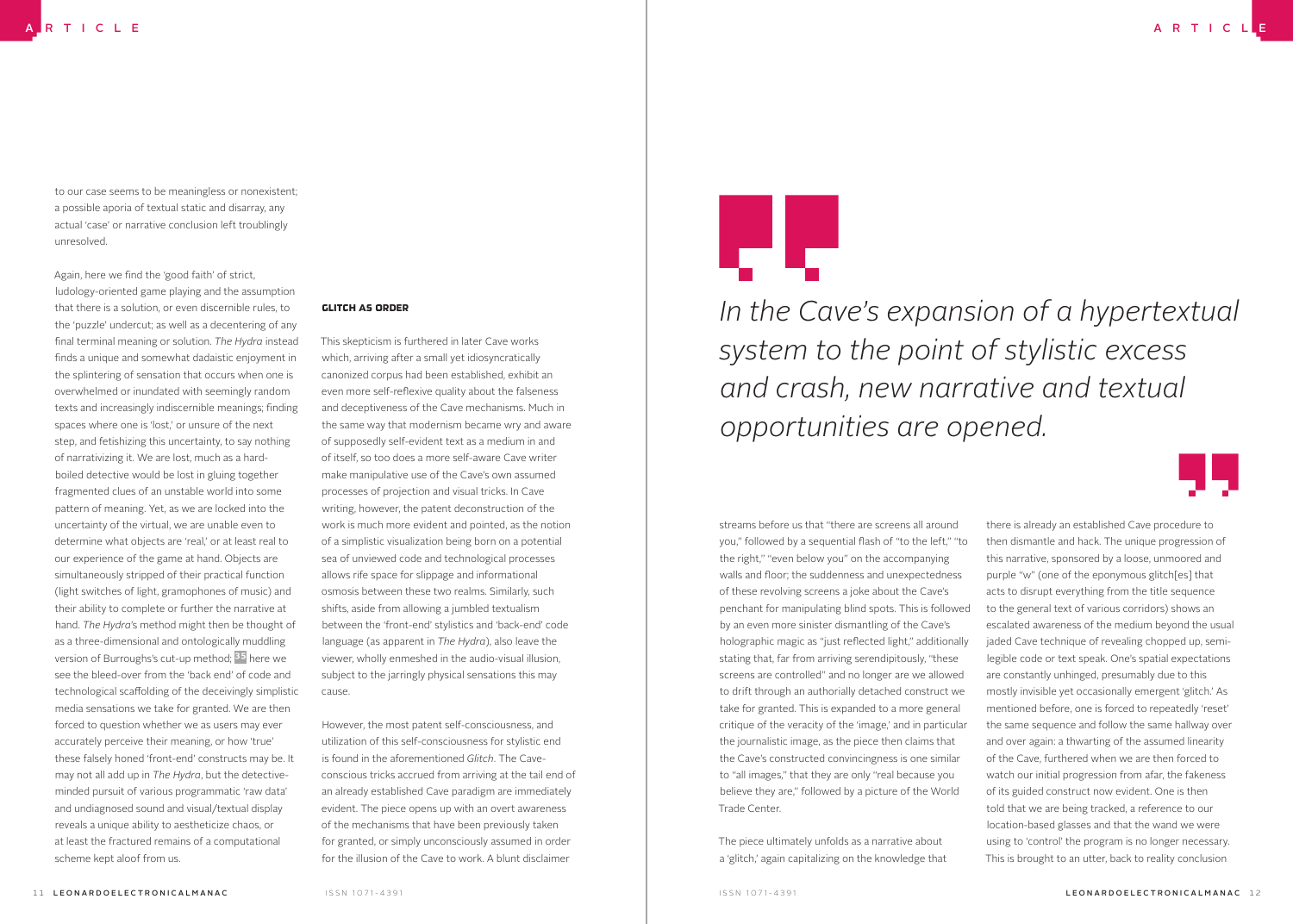to our case seems to be meaningless or nonexistent; a possible aporia of textual static and disarray, any actual 'case' or narrative conclusion left troublingly unresolved.

Again, here we find the 'good faith' of strict, ludology-oriented game playing and the assumption that there is a solution, or even discernible rules, to the 'puzzle' undercut; as well as a decentering of any final terminal meaning or solution. *The Hydra* instead finds a unique and somewhat dadaistic enjoyment in the splintering of sensation that occurs when one is overwhelmed or inundated with seemingly random texts and increasingly indiscernible meanings; finding spaces where one is 'lost,' or unsure of the next step, and fetishizing this uncertainty, to say nothing of narrativizing it. We are lost, much as a hard-boiled detective would be lost in gluing together fragmented clues of an unstable world into some pattern of meaning. Yet, as we are locked into the uncertainty of the virtual, we are unable even to determine what objects are 'real,' or at least real to our experience of the game at hand. Objects are simultaneously stripped of their practical function (light switches of light, gramophones of music) and their ability to complete or further the narrative at hand. *The Hydra*'s method might then be thought of as a three-dimensional and ontologically muddling version of Burroughs's cut-up method; [15] here we see the bleed-over from the 'back end' of code and technological scaffolding of the deceivingly simplistic media sensations we take for granted. We are then forced to question whether we as users may ever accurately perceive their meaning, or how 'true' these falsely honed 'front-end' constructs may be. It may not all add up in *The Hydra*, but the detective-minded pursuit of various programmatic 'raw data' and undiagnosed sound and visual/textual display reveals a unique ability to aestheticize chaos, or at least the fractured remains of a computational scheme kept aloof from us.

## GLITCH AS ORDER

This skepticism is furthered in later Cave works which, arriving after a small yet idiosyncratically canonized corpus had been established, exhibit an even more self-reflexive quality about the falseness and deceptiveness of the Cave mechanisms. Much in the same way that modernism became wry and aware of supposedly self-evident text as a medium in and of itself, so too does a more self-aware Cave writer make manipulative use of the Cave's own assumed processes of projection and visual tricks. In Cave writing, however, the patent deconstruction of the work is much more evident and pointed, as the notion of a simplistic visualization being born on a potential sea of unviewed code and technological processes allows rife space for slippage and informational osmosis between these two realms. Similarly, such shifts, aside from allowing a jumbled textualism between the 'front-end' stylistics and 'back-end' code language (as apparent in *The Hydra*), also leave the viewer, wholly enmeshed in the audio-visual illusion, subject to the jarringly physical sensations this may cause.

However, the most patent self-consciousness, and utilization of this self-consciousness for stylistic end is found in the aforementioned *Glitch*. The Cave-conscious tricks accrued from arriving at the tail end of an already established Cave paradigm are immediately evident. The piece opens up with an overt awareness of the mechanisms that have been previously taken for granted, or simply unconsciously assumed in order for the illusion of the Cave to work. A blunt disclaimer streams before us that "there are screens all around you," followed by a sequential flash of "to the left," "to the right," "even below you" on the accompanying walls and floor; the suddenness and unexpectedness of these revolving screens a joke about the Cave's penchant for manipulating blind spots. This is followed by an even more sinister dismantling of the Cave's holographic magic as "just reflected light," additionally stating that, far from arriving serendipitously, "these screens are controlled" and no longer are we allowed to drift through an authorially detached construct we take for granted. This is expanded to a more general critique of the veracity of the 'image,' and in particular the journalistic image, as the piece then claims that the Cave's constructed convincingness is one similar to "all images," that they are only "real because you believe they are," followed by a picture of the World Trade Center.

> *In the Cave's expansion of a hypertextual system to the point of stylistic excess and crash, new narrative and textual opportunities are opened.*

The piece ultimately unfolds as a narrative about a 'glitch,' again capitalizing on the knowledge that there is already an established Cave procedure to then dismantle and hack. The unique progression of this narrative, sponsored by a loose, unmoored and purple "w" (one of the eponymous glitch[es] that acts to disrupt everything from the title sequence to the general text of various corridors) shows an escalated awareness of the medium beyond the usual jaded Cave technique of revealing chopped up, semi-legible code or text speak. One's spatial expectations are constantly unhinged, presumably due to this mostly invisible yet occasionally emergent 'glitch.' As mentioned before, one is forced to repeatedly 'reset' the same sequence and follow the same hallway over and over again: a thwarting of the assumed linearity of the Cave, furthered when we are then forced to watch our initial progression from afar, the fakeness of its guided construct now evident. One is then told that we are being tracked, a reference to our location-based glasses and that the wand we were using to 'control' the program is no longer necessary. This is brought to an utter, back to reality conclusion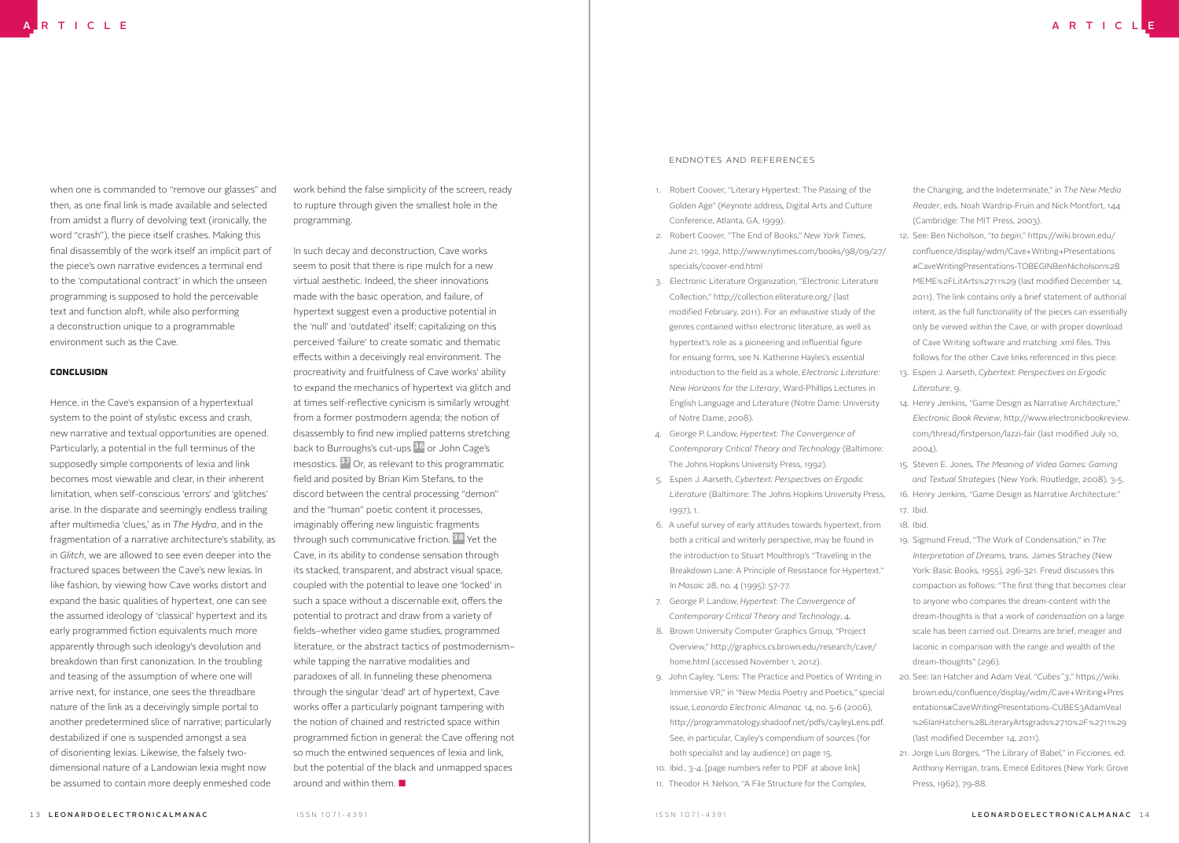when one is commanded to "remove our glasses" and then, as one final link is made available and selected from amidst a flurry of devolving text (ironically, the word "crash"), the piece itself crashes. Making this final disassembly of the work itself an implicit part of the piece's own narrative evidences a terminal end to the 'computational contract' in which the unseen programming is supposed to hold the perceivable text and function aloft, while also performing a deconstruction unique to a programmable environment such as the Cave.

### CONCLUSION

Hence, in the Cave's expansion of a hypertextual system to the point of stylistic excess and crash, new narrative and textual opportunities are opened. Particularly, a potential in the full terminus of the supposedly simple components of lexia and link becomes most viewable and clear, in their inherent limitation, when self-conscious 'errors' and 'glitches' arise. In the disparate and seemingly endless trailing after multimedia 'clues,' as in *The Hydra*, and in the fragmentation of a narrative architecture's stability, as in *Glitch*, we are allowed to see even deeper into the fractured spaces between the Cave's new lexias. In like fashion, by viewing how Cave works distort and expand the basic qualities of hypertext, one can see the assumed ideology of 'classical' hypertext and its early programmed fiction equivalents much more apparently through such ideology's devolution and breakdown than first canonization. In the troubling and teasing of the assumption of where one will arrive next, for instance, one sees the threadbare nature of the link as a deceivingly simple portal to another predetermined slice of narrative; particularly destabilized if one is suspended amongst a sea of disorienting lexias. Likewise, the falsely two-dimensional nature of a Landowian lexia might now be assumed to contain more deeply enmeshed code work behind the false simplicity of the screen, ready to rupture through given the smallest hole in the programming.

In such decay and deconstruction, Cave works seem to posit that there is ripe mulch for a new virtual aesthetic. Indeed, the sheer innovations made with the basic operation, and failure, of hypertext suggest even a productive potential in the 'null' and 'outdated' itself; capitalizing on this perceived 'failure' to create somatic and thematic effects within a deceivingly real environment. The procreativity and fruitfulness of Cave works' ability to expand the mechanics of hypertext via glitch and at times self-reflective cynicism is similarly wrought from a former postmodern agenda; the notion of disassembly to find new implied patterns stretching back to Burroughs's cut-ups [36] or John Cage's mesostics. [37] Or, as relevant to this programmatic field and posited by Brian Kim Stefans, to the discord between the central processing "demon" and the "human" poetic content it processes, imaginably offering new linguistic fragments through such communicative friction. [38] Yet the Cave, in its ability to condense sensation through its stacked, transparent, and abstract visual space, coupled with the potential to leave one 'locked' in such a space without a discernable exit, offers the potential to protract and draw from a variety of fields–whether video game studies, programmed literature, or the abstract tactics of postmodernism–while tapping the narrative modalities and paradoxes of all. In funneling these phenomena through the singular 'dead' art of hypertext, Cave works offer a particularly poignant tampering with the notion of chained and restricted space within programmed fiction in general: the Cave offering not so much the entwined sequences of lexia and link, but the potential of the black and unmapped spaces around and within them. ■

## ENDNOTES AND REFERENCES

1. Robert Coover, "Literary Hypertext: The Passing of the Golden Age" (Keynote address, Digital Arts and Culture Conference, Atlanta, GA, 1999).
2. Robert Coover, "The End of Books," *New York Times*, June 21, 1992, http://www.nytimes.com/books/98/09/27/specials/coover-end.html
3. Electronic Literature Organization, "Electronic Literature Collection," http://collection.eliterature.org/ (last modified February, 2011). For an exhaustive study of the genres contained within electronic literature, as well as hypertext's role as a pioneering and influential figure for ensuing forms, see N. Katherine Hayles's essential introduction to the field as a whole, *Electronic Literature: New Horizons for the Literary*, Ward-Phillips Lectures in English Language and Literature (Notre Dame: University of Notre Dame, 2008).
4. George P. Landow, *Hypertext: The Convergence of Contemporary Critical Theory and Technology* (Baltimore: The Johns Hopkins University Press, 1992).
5. Espen J. Aarseth, *Cybertext: Perspectives on Ergodic Literature* (Baltimore: The Johns Hopkins University Press, 1997), 1.
6. A useful survey of early attitudes towards hypertext, from both a critical and writerly perspective, may be found in the introduction to Stuart Moulthrop's "Traveling in the Breakdown Lane: A Principle of Resistance for Hypertext." In *Mosaic* 28, no. 4 (1995): 57-77.
7. George P. Landow, *Hypertext: The Convergence of Contemporary Critical Theory and Technology*, 4.
8. Brown University Computer Graphics Group, "Project Overview," http://graphics.cs.brown.edu/research/cave/home.html (accessed November 1, 2012).
9. John Cayley, "Lens: The Practice and Poetics of Writing in Immersive VR," in "New Media Poetry and Poetics," special issue, *Leonardo Electronic Almanac* 14, no. 5-6 (2006), http://programmatology.shadoof.net/pdfs/cayleyLens.pdf. See, in particular, Cayley's compendium of sources (for both specialist and lay audience) on page 15.
10. Ibid., 3-4. [page numbers refer to PDF at above link]
11. Theodor H. Nelson, "A File Structure for the Complex, the Changing, and the Indeterminate," in *The New Media Reader*, eds. Noah Wardrip-Fruin and Nick Montfort, 144 (Cambridge: The MIT Press, 2003).
12. See: Ben Nicholson, "*to begin*," https://wiki.brown.edu/confluence/display/wdm/Cave+Writing+Presentations#CaveWritingPresentations-TOBEGINBenNicholson%28MEME%2FLitArts%2711%29 (last modified December 14, 2011). The link contains only a brief statement of authorial intent, as the full functionality of the pieces can essentially only be viewed within the Cave, or with proper download of Cave Writing software and matching .xml files. This follows for the other Cave links referenced in this piece.
13. Espen J. Aarseth, *Cybertext: Perspectives on Ergodic Literature*, 9.
14. Henry Jenkins, "Game Design as Narrative Architecture," *Electronic Book Review*, http://www.electronicbookreview.com/thread/firstperson/lazzi-fair (last modified July 10, 2004).
15. Steven E. Jones, *The Meaning of Video Games: Gaming and Textual Strategies* (New York: Routledge, 2008), 3-5.
16. Henry Jenkins, "Game Design as Narrative Architecture."
17. Ibid.
18. Ibid.
19. Sigmund Freud, "The Work of Condensation," in *The Interpretation of Dreams*, trans. James Strachey (New York: Basic Books, 1955), 296-321. Freud discusses this compaction as follows: "The first thing that becomes clear to anyone who compares the dream-content with the dream-thoughts is that a work of *condensation* on a large scale has been carried out. Dreams are brief, meager and laconic in comparison with the range and wealth of the dream-thoughts" (296).
20. See: Ian Hatcher and Adam Veal, "*Cubes^3*," https://wiki.brown.edu/confluence/display/wdm/Cave+Writing+Presentations#CaveWritingPresentations-CUBES3AdamVeal%26IanHatcher%28LiteraryArtsgrads%2710%2F%2711%29 (last modified December 14, 2011).
21. Jorge Luis Borges, "The Library of Babel," in *Ficciones*, ed. Anthony Kerrigan, trans. Emecé Editores (New York: Grove Press, 1962), 79-88.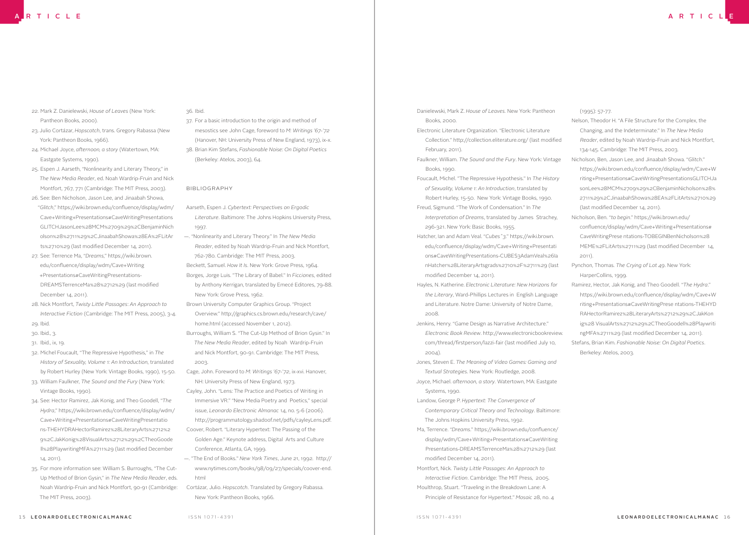22. Mark Z. Danielewski, *House of Leaves* (New York: Pantheon Books, 2000).
23. Julio Cortázar, *Hopscotch*, trans. Gregory Rabassa (New York: Pantheon Books, 1966).
24. Michael Joyce, *afternoon, a story* (Watertown, MA: Eastgate Systems, 1990).
25. Espen J. Aarseth, "Nonlinearity and Literary Theory," in *The New Media Reader*, ed. Noah Wardrip-Fruin and Nick Montfort, 767, 771 (Cambridge: The MIT Press, 2003).
26. See: Ben Nicholson, Jason Lee, and Jinaabah Showa, "*Glitch*," https://wiki.brown.edu/confluence/display/wdm/Cave+Writing+Presentations#CaveWritingPresentationsGLITCHJasonLee%28MCM%2709%29%2CBenjaminNicholson%28%2711%29%2CJinaabahShowa%28EA%2FLitArts%2710%29 (last modified December 14, 2011).
27. See: Terrence Ma, "*Dreams*," https://wiki.brown.edu/confluence/display/wdm/Cave+Writing+Presentations#CaveWritingPresentations-DREAMSTerrenceMa%28%2712%29 (last modified December 14, 2011).
28. Nick Montfort, *Twisty Little Passages: An Approach to Interactive Fiction* (Cambridge: The MIT Press, 2005), 3-4.
29. Ibid.
30. Ibid., 3.
31. Ibid., ix, 19.
32. Michel Foucault, "The Repressive Hypothesis," in *The History of Sexuality, Volume 1: An Introduction*, translated by Robert Hurley (New York: Vintage Books, 1990), 15-50.
33. William Faulkner, *The Sound and the Fury* (New York: Vintage Books, 1990).
34. See: Hector Ramirez, Jak Konig, and Theo Goodell, "*The Hydra*," https://wiki.brown.edu/confluence/display/wdm/Cave+Writing+Presentations#CaveWritingPresentations-THEHYDRAHectorRamirez%28LiteraryArts%2712%29%2CJakKonig%28VisualArts%2712%29%2CTheoGoodell%28PlaywritingMFA%2711%29 (last modified December 14, 2011).
35. For more information see: William S. Burroughs, "The Cut-Up Method of Brion Gysin," in *The New Media Reader*, eds. Noah Wardrip-Fruin and Nick Montfort, 90-91 (Cambridge: The MIT Press, 2003).
36. Ibid.
37. For a basic introduction to the origin and method of mesostics see John Cage, foreword to *M: Writings '67-'72* (Hanover, NH: University Press of New England, 1973), ix-x.
38. Brian Kim Stefans, *Fashionable Noise: On Digital Poetics* (Berkeley: Atelos, 2003), 64.

## BIBLIOGRAPHY

Aarseth, Espen J. *Cybertext: Perspectives on Ergodic Literature*. Baltimore: The Johns Hopkins University Press, 1997.

—. "Nonlinearity and Literary Theory." In *The New Media Reader*, edited by Noah Wardrip-Fruin and Nick Montfort, 762-780. Cambridge: The MIT Press, 2003.

Beckett, Samuel. *How It Is*. New York: Grove Press, 1964.

Borges, Jorge Luis. "The Library of Babel." In *Ficciones*, edited by Anthony Kerrigan, translated by Emecé Editores, 79-88. New York: Grove Press, 1962.

Brown University Computer Graphics Group. "Project Overview." http://graphics.cs.brown.edu/research/cave/home.html (accessed November 1, 2012).

Burroughs, William S. "The Cut-Up Method of Brion Gysin." In *The New Media Reader*, edited by Noah Wardrip-Fruin and Nick Montfort, 90-91. Cambridge: The MIT Press, 2003.

Cage, John. Foreword to *M: Writings '67-'72*, ix-xvi. Hanover, NH: University Press of New England, 1973.

Cayley, John. "Lens: The Practice and Poetics of Writing in Immersive VR." "New Media Poetry and Poetics," special issue, *Leonardo Electronic Almanac* 14, no. 5-6 (2006). http://programmatology.shadoof.net/pdfs/cayleyLens.pdf.

Coover, Robert. "Literary Hypertext: The Passing of the Golden Age." Keynote address, Digital Arts and Culture Conference, Atlanta, GA, 1999.

—. "The End of Books." *New York Times*, June 21, 1992. http://www.nytimes.com/books/98/09/27/specials/coover-end.html

Cortázar, Julio. *Hopscotch*. Translated by Gregory Rabassa. New York: Pantheon Books, 1966.

Danielewski, Mark Z. *House of Leaves*. New York: Pantheon Books, 2000.

Electronic Literature Organization. "Electronic Literature Collection." http://collection.eliterature.org/ (last modified February, 2011).

Faulkner, William. *The Sound and the Fury*. New York: Vintage Books, 1990.

Foucault, Michel. "The Repressive Hypothesis." In *The History of Sexuality, Volume 1: An Introduction*, translated by Robert Hurley, 15-50. New York: Vintage Books, 1990.

Freud, Sigmund. "The Work of Condensation." In *The Interpretation of Dreams*, translated by James Strachey, 296-321. New York: Basic Books, 1955.

Hatcher, Ian and Adam Veal. "*Cubes^3*." https://wiki.brown.edu/confluence/display/wdm/Cave+Writing+Presentations#CaveWritingPresentations-CUBES3AdamVeal%26IanHatcher%28LiteraryArtsgrads%2710%2F%2711%29 (last modified December 14, 2011).

Hayles, N. Katherine. *Electronic Literature: New Horizons for the Literary*, Ward-Phillips Lectures in English Language and Literature. Notre Dame: University of Notre Dame, 2008.

Jenkins, Henry. "Game Design as Narrative Architecture." *Electronic Book Review*. http://www.electronicbookreview.com/thread/firstperson/lazzi-fair (last modified July 10, 2004).

Jones, Steven E. *The Meaning of Video Games: Gaming and Textual Strategies*. New York: Routledge, 2008.

Joyce, Michael. *afternoon, a story*. Watertown, MA: Eastgate Systems, 1990.

Landow, George P. *Hypertext: The Convergence of Contemporary Critical Theory and Technology*. Baltimore: The Johns Hopkins University Press, 1992.

Ma, Terrence. "*Dreams*." https://wiki.brown.edu/confluence/display/wdm/Cave+Writing+Presentations#CaveWritingPresentations-DREAMSTerrenceMa%28%2712%29 (last modified December 14, 2011).

Montfort, Nick. *Twisty Little Passages: An Approach to Interactive Fiction*. Cambridge: The MIT Press, 2005.

Moulthrop, Stuart. "Traveling in the Breakdown Lane: A Principle of Resistance for Hypertext." *Mosaic* 28, no. 4 (1995): 57-77.

Nelson, Theodor H. "A File Structure for the Complex, the Changing, and the Indeterminate." In *The New Media Reader*, edited by Noah Wardrip-Fruin and Nick Montfort, 134-145. Cambridge: The MIT Press, 2003.

Nicholson, Ben, Jason Lee, and Jinaabah Showa. "*Glitch*." https://wiki.brown.edu/confluence/display/wdm/Cave+Writing+Presentations#CaveWritingPresentationsGLITCHJasonLee%28MCM%2709%29%2CBenjaminNicholson%28%2711%29%2CJinaabahShowa%28EA%2FLitArts%2710%29 (last modified December 14, 2011).

Nicholson, Ben. "*to begin*." https://wiki.brown.edu/confluence/display/wdm/Cave+Writing+Presentations#CaveWritingPresentations-TOBEGINBenNicholson%28MEME%2FLitArts%2711%29 (last modified December 14, 2011).

Pynchon, Thomas. *The Crying of Lot 49*. New York: HarperCollins, 1999.

Ramirez, Hector, Jak Konig, and Theo Goodell. "*The Hydra*." https://wiki.brown.edu/confluence/display/wdm/Cave+Writing+Presentations#CaveWritingPresentations-THEHYDRAHectorRamirez%28LiteraryArts%2712%29%2CJakKonig%28VisualArts%2712%29%2CTheoGoodell%28PlaywritingMFA%2711%29 (last modified December 14, 2011).

Stefans, Brian Kim. *Fashionable Noise: On Digital Poetics*. Berkeley: Atelos, 2003.